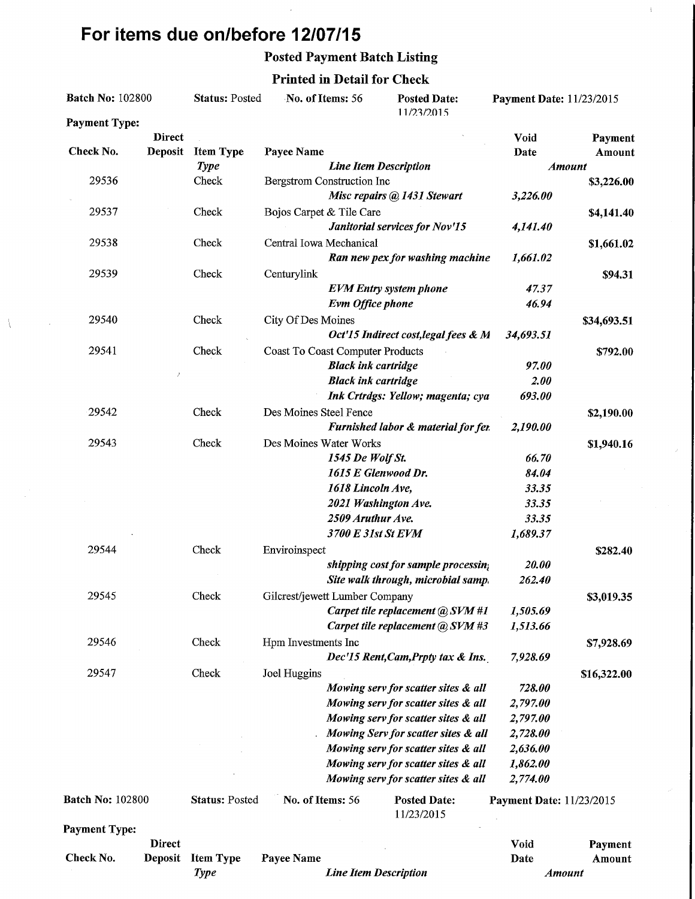# For items due on/before 12/07/15

## Posted Payment Batch Listing

### Printed in Detail for Check

**Batch No:** 102800 | **Status:** Posted | **No. of Items:** 56 | **Posted Date:** 11/23/2015 | **Payment Date:** 11/23/2015

**Payment Type:**

| Check No. | Direct Deposit | Item Type *Type* | Payee Name *Line Item Description* | Void Date *Amount* | Payment Amount |
|---|---|---|---|---|---|
| 29536 | | Check | Bergstrom Construction Inc | | $3,226.00 |
| | | | *Misc repairs @ 1431 Stewart* | *3,226.00* | |
| 29537 | | Check | Bojos Carpet & Tile Care | | $4,141.40 |
| | | | *Janitorial services for Nov'15* | *4,141.40* | |
| 29538 | | Check | Central Iowa Mechanical | | $1,661.02 |
| | | | *Ran new pex for washing machine* | *1,661.02* | |
| 29539 | | Check | Centurylink | | $94.31 |
| | | | *EVM Entry system phone* | *47.37* | |
| | | | *Evm Office phone* | *46.94* | |
| 29540 | | Check | City Of Des Moines | | $34,693.51 |
| | | | *Oct'15 Indirect cost,legal fees & M* | *34,693.51* | |
| 29541 | | Check | Coast To Coast Computer Products | | $792.00 |
| | | | *Black ink cartridge* | *97.00* | |
| | | | *Black ink cartridge* | *2.00* | |
| | | | *Ink Crtrdgs: Yellow; magenta; cya* | *693.00* | |
| 29542 | | Check | Des Moines Steel Fence | | $2,190.00 |
| | | | *Furnished labor & material for fer* | *2,190.00* | |
| 29543 | | Check | Des Moines Water Works | | $1,940.16 |
| | | | *1545 De Wolf St.* | *66.70* | |
| | | | *1615 E Glenwood Dr.* | *84.04* | |
| | | | *1618 Lincoln Ave,* | *33.35* | |
| | | | *2021 Washington Ave.* | *33.35* | |
| | | | *2509 Aruthur Ave.* | *33.35* | |
| | | | *3700 E 31st St EVM* | *1,689.37* | |
| 29544 | | Check | Enviroinspect | | $282.40 |
| | | | *shipping cost for sample processin* | *20.00* | |
| | | | *Site walk through, microbial samp* | *262.40* | |
| 29545 | | Check | Gilcrest/jewett Lumber Company | | $3,019.35 |
| | | | *Carpet tile replacement @ SVM #1* | *1,505.69* | |
| | | | *Carpet tile replacement @ SVM #3* | *1,513.66* | |
| 29546 | | Check | Hpm Investments Inc | | $7,928.69 |
| | | | *Dec'15 Rent,Cam,Prpty tax & Ins.* | *7,928.69* | |
| 29547 | | Check | Joel Huggins | | $16,322.00 |
| | | | *Mowing serv for scatter sites & all* | *728.00* | |
| | | | *Mowing serv for scatter sites & all* | *2,797.00* | |
| | | | *Mowing serv for scatter sites & all* | *2,797.00* | |
| | | | *Mowing Serv for scatter sites & all* | *2,728.00* | |
| | | | *Mowing serv for scatter sites & all* | *2,636.00* | |
| | | | *Mowing serv for scatter sites & all* | *1,862.00* | |
| | | | *Mowing serv for scatter sites & all* | *2,774.00* | |

**Batch No:** 102800 | **Status:** Posted | **No. of Items:** 56 | **Posted Date:** 11/23/2015 | **Payment Date:** 11/23/2015

**Payment Type:**

| Check No. | Direct Deposit | Item Type *Type* | Payee Name *Line Item Description* | Void Date *Amount* | Payment Amount |
|---|---|---|---|---|---|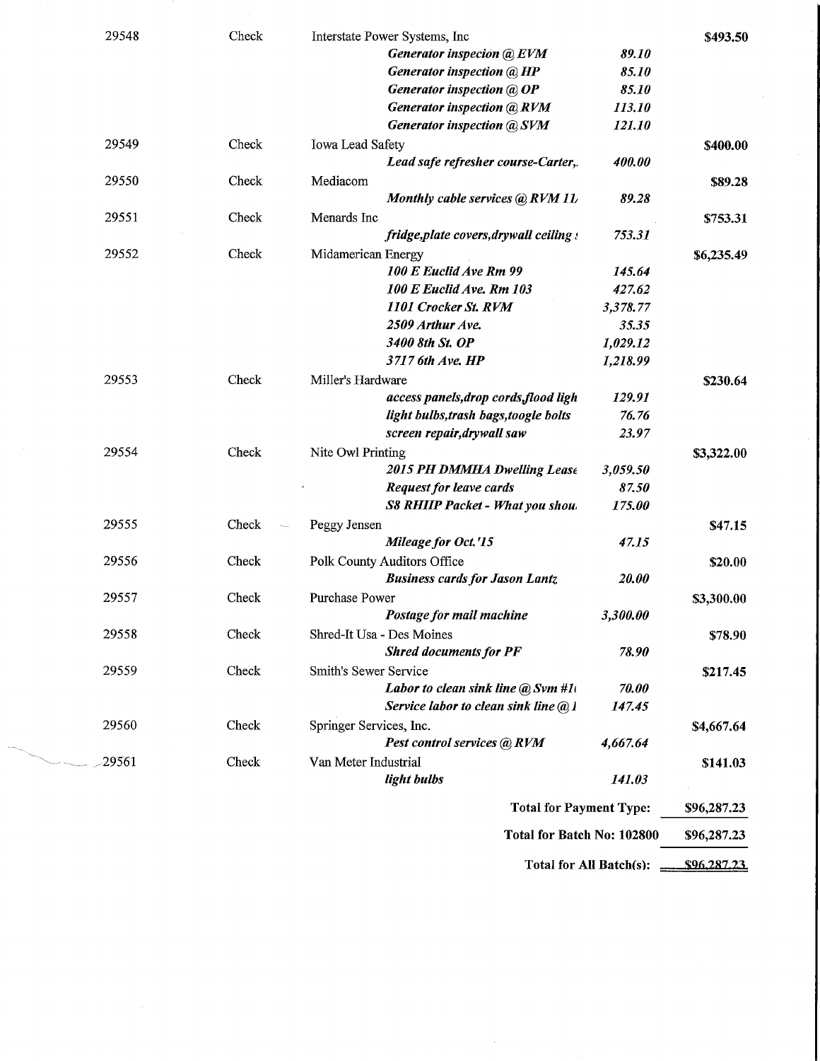| | | | | |
|---|---|---|---|---|
| 29548 | Check | Interstate Power Systems, Inc | | $493.50 |
| | | ***Generator inspecion @ EVM*** | ***89.10*** | |
| | | ***Generator inspection @ HP*** | ***85.10*** | |
| | | ***Generator inspection @ OP*** | ***85.10*** | |
| | | ***Generator inspection @ RVM*** | ***113.10*** | |
| | | ***Generator inspection @ SVM*** | ***121.10*** | |
| 29549 | Check | Iowa Lead Safety | | $400.00 |
| | | ***Lead safe refresher course-Carter,.*** | ***400.00*** | |
| 29550 | Check | Mediacom | | $89.28 |
| | | ***Monthly cable services @ RVM 11*** | ***89.28*** | |
| 29551 | Check | Menards Inc | | $753.31 |
| | | ***fridge,plate covers,drywall ceiling s*** | ***753.31*** | |
| 29552 | Check | Midamerican Energy | | $6,235.49 |
| | | ***100 E Euclid Ave Rm 99*** | ***145.64*** | |
| | | ***100 E Euclid Ave. Rm 103*** | ***427.62*** | |
| | | ***1101 Crocker St. RVM*** | ***3,378.77*** | |
| | | ***2509 Arthur Ave.*** | ***35.35*** | |
| | | ***3400 8th St. OP*** | ***1,029.12*** | |
| | | ***3717 6th Ave. HP*** | ***1,218.99*** | |
| 29553 | Check | Miller's Hardware | | $230.64 |
| | | ***access panels,drop cords,flood ligh*** | ***129.91*** | |
| | | ***light bulbs,trash bags,toogle bolts*** | ***76.76*** | |
| | | ***screen repair,drywall saw*** | ***23.97*** | |
| 29554 | Check | Nite Owl Printing | | $3,322.00 |
| | | ***2015 PH DMMHA Dwelling Lease*** | ***3,059.50*** | |
| | | ***Request for leave cards*** | ***87.50*** | |
| | | ***S8 RHIIP Packet - What you shou*** | ***175.00*** | |
| 29555 | Check | Peggy Jensen | | $47.15 |
| | | ***Mileage for Oct.'15*** | ***47.15*** | |
| 29556 | Check | Polk County Auditors Office | | $20.00 |
| | | ***Business cards for Jason Lantz*** | ***20.00*** | |
| 29557 | Check | Purchase Power | | $3,300.00 |
| | | ***Postage for mail machine*** | ***3,300.00*** | |
| 29558 | Check | Shred-It Usa - Des Moines | | $78.90 |
| | | ***Shred documents for PF*** | ***78.90*** | |
| 29559 | Check | Smith's Sewer Service | | $217.45 |
| | | ***Labor to clean sink line @ Svm #1*** | ***70.00*** | |
| | | ***Service labor to clean sink line @ 1*** | ***147.45*** | |
| 29560 | Check | Springer Services, Inc. | | $4,667.64 |
| | | ***Pest control services @ RVM*** | ***4,667.64*** | |
| 29561 | Check | Van Meter Industrial | | $141.03 |
| | | ***light bulbs*** | ***141.03*** | |

**Total for Payment Type:** $96,287.23

**Total for Batch No: 102800** $96,287.23

**Total for All Batch(s):** $96,287.23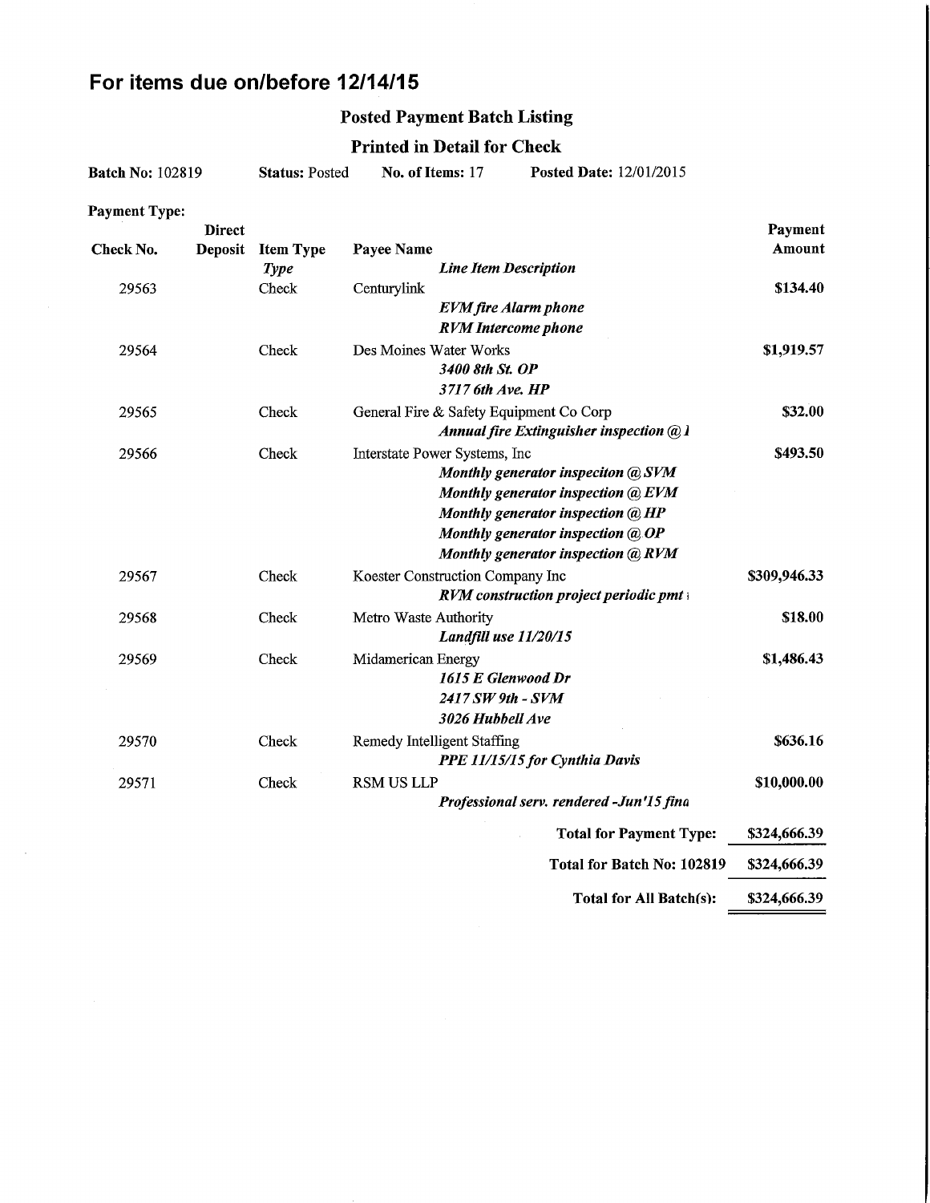# For items due on/before 12/14/15

## Posted Payment Batch Listing

### Printed in Detail for Check

**Batch No:** 102819 **Status:** Posted **No. of Items:** 17 **Posted Date:** 12/01/2015

**Payment Type:**

| Check No. | Direct Deposit | Item Type *Type* | Payee Name *Line Item Description* | Payment Amount |
|---|---|---|---|---|
| 29563 | | Check | Centurylink | **$134.40** |
| | | | *EVM fire Alarm phone* | |
| | | | *RVM Intercome phone* | |
| 29564 | | Check | Des Moines Water Works | **$1,919.57** |
| | | | *3400 8th St. OP* | |
| | | | *3717 6th Ave. HP* | |
| 29565 | | Check | General Fire & Safety Equipment Co Corp | **$32.00** |
| | | | *Annual fire Extinguisher inspection @ 1* | |
| 29566 | | Check | Interstate Power Systems, Inc | **$493.50** |
| | | | *Monthly generator inspeciton @ SVM* | |
| | | | *Monthly generator inspection @ EVM* | |
| | | | *Monthly generator inspection @ HP* | |
| | | | *Monthly generator inspection @ OP* | |
| | | | *Monthly generator inspection @ RVM* | |
| 29567 | | Check | Koester Construction Company Inc | **$309,946.33** |
| | | | *RVM construction project periodic pmt* | |
| 29568 | | Check | Metro Waste Authority | **$18.00** |
| | | | *Landfill use 11/20/15* | |
| 29569 | | Check | Midamerican Energy | **$1,486.43** |
| | | | *1615 E Glenwood Dr* | |
| | | | *2417 SW 9th - SVM* | |
| | | | *3026 Hubbell Ave* | |
| 29570 | | Check | Remedy Intelligent Staffing | **$636.16** |
| | | | *PPE 11/15/15 for Cynthia Davis* | |
| 29571 | | Check | RSM US LLP | **$10,000.00** |
| | | | *Professional serv. rendered -Jun'15 fina* | |

| | |
|---|---|
| **Total for Payment Type:** | **$324,666.39** |
| **Total for Batch No: 102819** | **$324,666.39** |
| **Total for All Batch(s):** | **$324,666.39** |